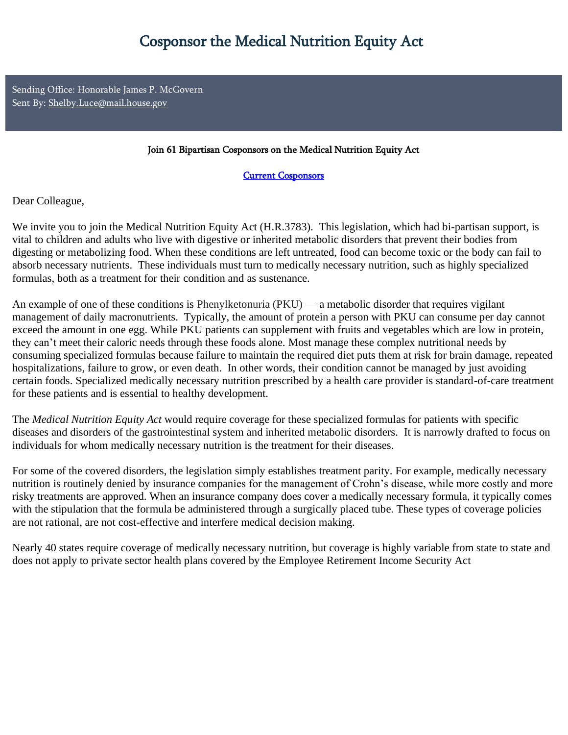# Cosponsor the Medical Nutrition Equity Act

Sending Office: Honorable James P. McGovern
Sent By: Shelby.Luce@mail.house.gov

**Join 61 Bipartisan Cosponsors on the Medical Nutrition Equity Act**

Current Cosponsors

Dear Colleague,

We invite you to join the Medical Nutrition Equity Act (H.R.3783). This legislation, which had bi-partisan support, is vital to children and adults who live with digestive or inherited metabolic disorders that prevent their bodies from digesting or metabolizing food. When these conditions are left untreated, food can become toxic or the body can fail to absorb necessary nutrients. These individuals must turn to medically necessary nutrition, such as highly specialized formulas, both as a treatment for their condition and as sustenance.

An example of one of these conditions is Phenylketonuria (PKU) — a metabolic disorder that requires vigilant management of daily macronutrients. Typically, the amount of protein a person with PKU can consume per day cannot exceed the amount in one egg. While PKU patients can supplement with fruits and vegetables which are low in protein, they can't meet their caloric needs through these foods alone. Most manage these complex nutritional needs by consuming specialized formulas because failure to maintain the required diet puts them at risk for brain damage, repeated hospitalizations, failure to grow, or even death. In other words, their condition cannot be managed by just avoiding certain foods. Specialized medically necessary nutrition prescribed by a health care provider is standard-of-care treatment for these patients and is essential to healthy development.

The *Medical Nutrition Equity Act* would require coverage for these specialized formulas for patients with specific diseases and disorders of the gastrointestinal system and inherited metabolic disorders. It is narrowly drafted to focus on individuals for whom medically necessary nutrition is the treatment for their diseases.

For some of the covered disorders, the legislation simply establishes treatment parity. For example, medically necessary nutrition is routinely denied by insurance companies for the management of Crohn's disease, while more costly and more risky treatments are approved. When an insurance company does cover a medically necessary formula, it typically comes with the stipulation that the formula be administered through a surgically placed tube. These types of coverage policies are not rational, are not cost-effective and interfere medical decision making.

Nearly 40 states require coverage of medically necessary nutrition, but coverage is highly variable from state to state and does not apply to private sector health plans covered by the Employee Retirement Income Security Act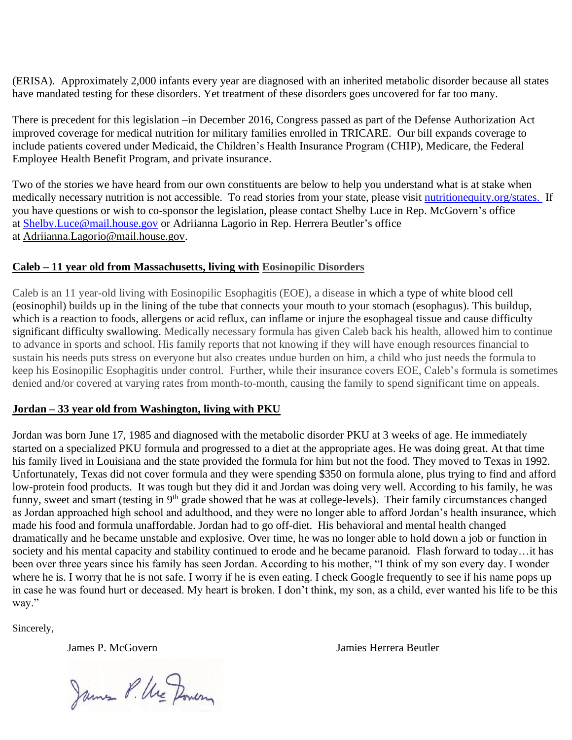(ERISA). Approximately 2,000 infants every year are diagnosed with an inherited metabolic disorder because all states have mandated testing for these disorders. Yet treatment of these disorders goes uncovered for far too many.

There is precedent for this legislation –in December 2016, Congress passed as part of the Defense Authorization Act improved coverage for medical nutrition for military families enrolled in TRICARE. Our bill expands coverage to include patients covered under Medicaid, the Children's Health Insurance Program (CHIP), Medicare, the Federal Employee Health Benefit Program, and private insurance.

Two of the stories we have heard from our own constituents are below to help you understand what is at stake when medically necessary nutrition is not accessible. To read stories from your state, please visit nutritionequity.org/states. If you have questions or wish to co-sponsor the legislation, please contact Shelby Luce in Rep. McGovern's office at Shelby.Luce@mail.house.gov or Adriianna Lagorio in Rep. Herrera Beutler's office at Adriianna.Lagorio@mail.house.gov.

**Caleb – 11 year old from Massachusetts, living with Eosinopilic Disorders**

Caleb is an 11 year-old living with Eosinopilic Esophagitis (EOE), a disease in which a type of white blood cell (eosinophil) builds up in the lining of the tube that connects your mouth to your stomach (esophagus). This buildup, which is a reaction to foods, allergens or acid reflux, can inflame or injure the esophageal tissue and cause difficulty significant difficulty swallowing. Medically necessary formula has given Caleb back his health, allowed him to continue to advance in sports and school. His family reports that not knowing if they will have enough resources financial to sustain his needs puts stress on everyone but also creates undue burden on him, a child who just needs the formula to keep his Eosinopilic Esophagitis under control. Further, while their insurance covers EOE, Caleb's formula is sometimes denied and/or covered at varying rates from month-to-month, causing the family to spend significant time on appeals.

**Jordan – 33 year old from Washington, living with PKU**

Jordan was born June 17, 1985 and diagnosed with the metabolic disorder PKU at 3 weeks of age. He immediately started on a specialized PKU formula and progressed to a diet at the appropriate ages. He was doing great. At that time his family lived in Louisiana and the state provided the formula for him but not the food. They moved to Texas in 1992. Unfortunately, Texas did not cover formula and they were spending $350 on formula alone, plus trying to find and afford low-protein food products. It was tough but they did it and Jordan was doing very well. According to his family, he was funny, sweet and smart (testing in 9th grade showed that he was at college-levels). Their family circumstances changed as Jordan approached high school and adulthood, and they were no longer able to afford Jordan's health insurance, which made his food and formula unaffordable. Jordan had to go off-diet. His behavioral and mental health changed dramatically and he became unstable and explosive. Over time, he was no longer able to hold down a job or function in society and his mental capacity and stability continued to erode and he became paranoid. Flash forward to today…it has been over three years since his family has seen Jordan. According to his mother, "I think of my son every day. I wonder where he is. I worry that he is not safe. I worry if he is even eating. I check Google frequently to see if his name pops up in case he was found hurt or deceased. My heart is broken. I don't think, my son, as a child, ever wanted his life to be this way."

Sincerely,

James P. McGovern

Jamies Herrera Beutler